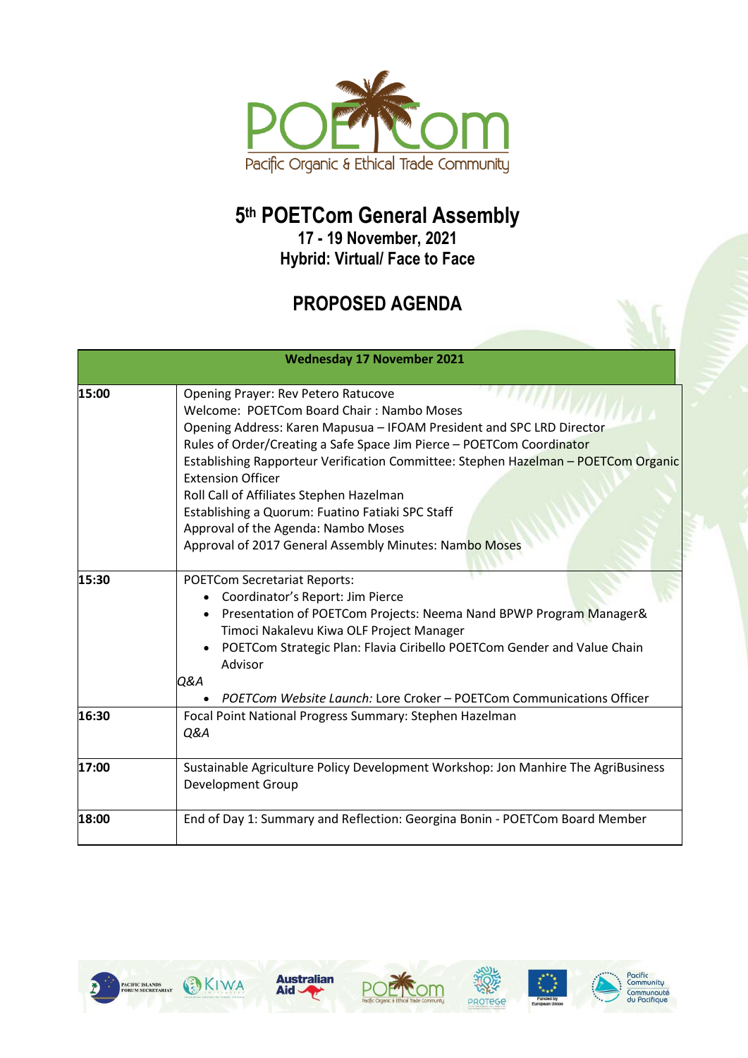# 5th POETCom General Assembly

## 17 - 19 November, 2021
## Hybrid: Virtual/ Face to Face

## PROPOSED AGENDA

| Wednesday 17 November 2021 | |
|---|---|
| **15:00** | Opening Prayer: Rev Petero Ratucove<br>Welcome: POETCom Board Chair : Nambo Moses<br>Opening Address: Karen Mapusua – IFOAM President and SPC LRD Director<br>Rules of Order/Creating a Safe Space Jim Pierce – POETCom Coordinator<br>Establishing Rapporteur Verification Committee: Stephen Hazelman – POETCom Organic Extension Officer<br>Roll Call of Affiliates Stephen Hazelman<br>Establishing a Quorum: Fuatino Fatiaki SPC Staff<br>Approval of the Agenda: Nambo Moses<br>Approval of 2017 General Assembly Minutes: Nambo Moses |
| **15:30** | POETCom Secretariat Reports:<br>• Coordinator's Report: Jim Pierce<br>• Presentation of POETCom Projects: Neema Nand BPWP Program Manager& Timoci Nakalevu Kiwa OLF Project Manager<br>• POETCom Strategic Plan: Flavia Ciribello POETCom Gender and Value Chain Advisor<br>*Q&A*<br>• *POETCom Website Launch:* Lore Croker – POETCom Communications Officer |
| **16:30** | Focal Point National Progress Summary: Stephen Hazelman<br>*Q&A* |
| **17:00** | Sustainable Agriculture Policy Development Workshop: Jon Manhire The AgriBusiness Development Group |
| **18:00** | End of Day 1: Summary and Reflection: Georgina Bonin - POETCom Board Member |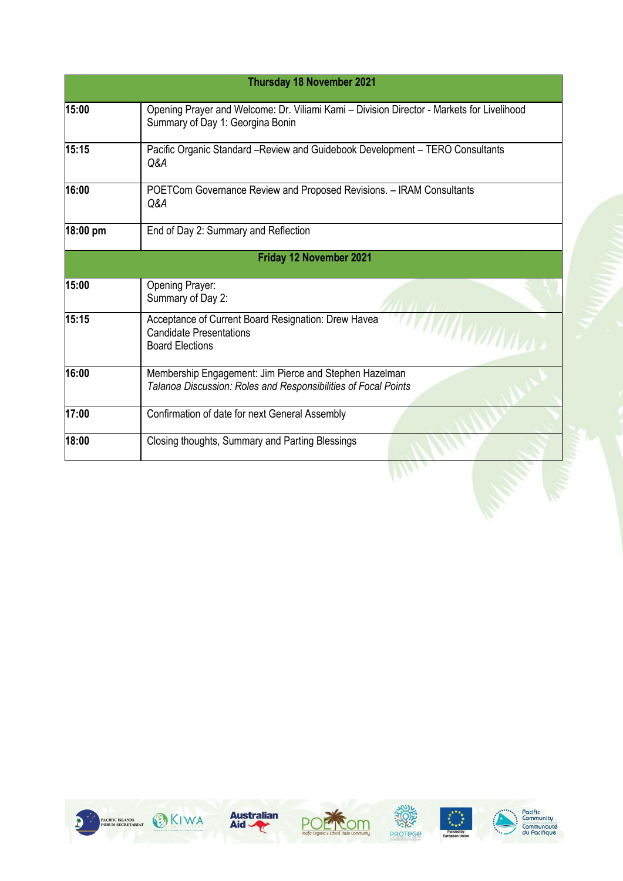| Thursday 18 November 2021 | |
|---|---|
| **15:00** | Opening Prayer and Welcome: Dr. Viliami Kami – Division Director - Markets for Livelihood<br>Summary of Day 1: Georgina Bonin |
| **15:15** | Pacific Organic Standard –Review and Guidebook Development – TERO Consultants<br>*Q&A* |
| **16:00** | POETCom Governance Review and Proposed Revisions. – IRAM Consultants<br>*Q&A* |
| **18:00 pm** | End of Day 2: Summary and Reflection |
| **Friday 12 November 2021** | |
| **15:00** | Opening Prayer:<br>Summary of Day 2: |
| **15:15** | Acceptance of Current Board Resignation: Drew Havea<br>Candidate Presentations<br>Board Elections |
| **16:00** | Membership Engagement: Jim Pierce and Stephen Hazelman<br>*Talanoa Discussion: Roles and Responsibilities of Focal Points* |
| **17:00** | Confirmation of date for next General Assembly |
| **18:00** | Closing thoughts, Summary and Parting Blessings |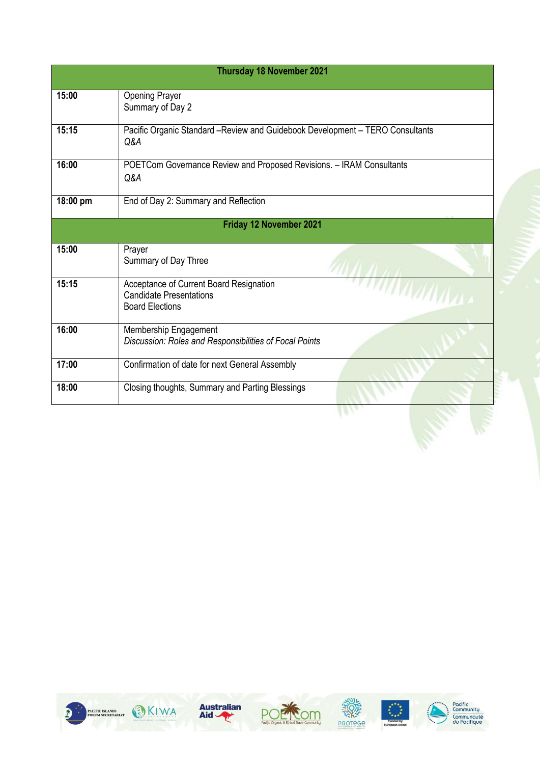| | |
|---|---|
| **Thursday 18 November 2021** | |
| **15:00** | Opening Prayer<br>Summary of Day 2 |
| **15:15** | Pacific Organic Standard –Review and Guidebook Development – TERO Consultants<br>*Q&A* |
| **16:00** | POETCom Governance Review and Proposed Revisions. – IRAM Consultants<br>*Q&A* |
| **18:00 pm** | End of Day 2: Summary and Reflection |
| **Friday 12 November 2021** | |
| **15:00** | Prayer<br>Summary of Day Three |
| **15:15** | Acceptance of Current Board Resignation<br>Candidate Presentations<br>Board Elections |
| **16:00** | Membership Engagement<br>*Discussion: Roles and Responsibilities of Focal Points* |
| **17:00** | Confirmation of date for next General Assembly |
| **18:00** | Closing thoughts, Summary and Parting Blessings |